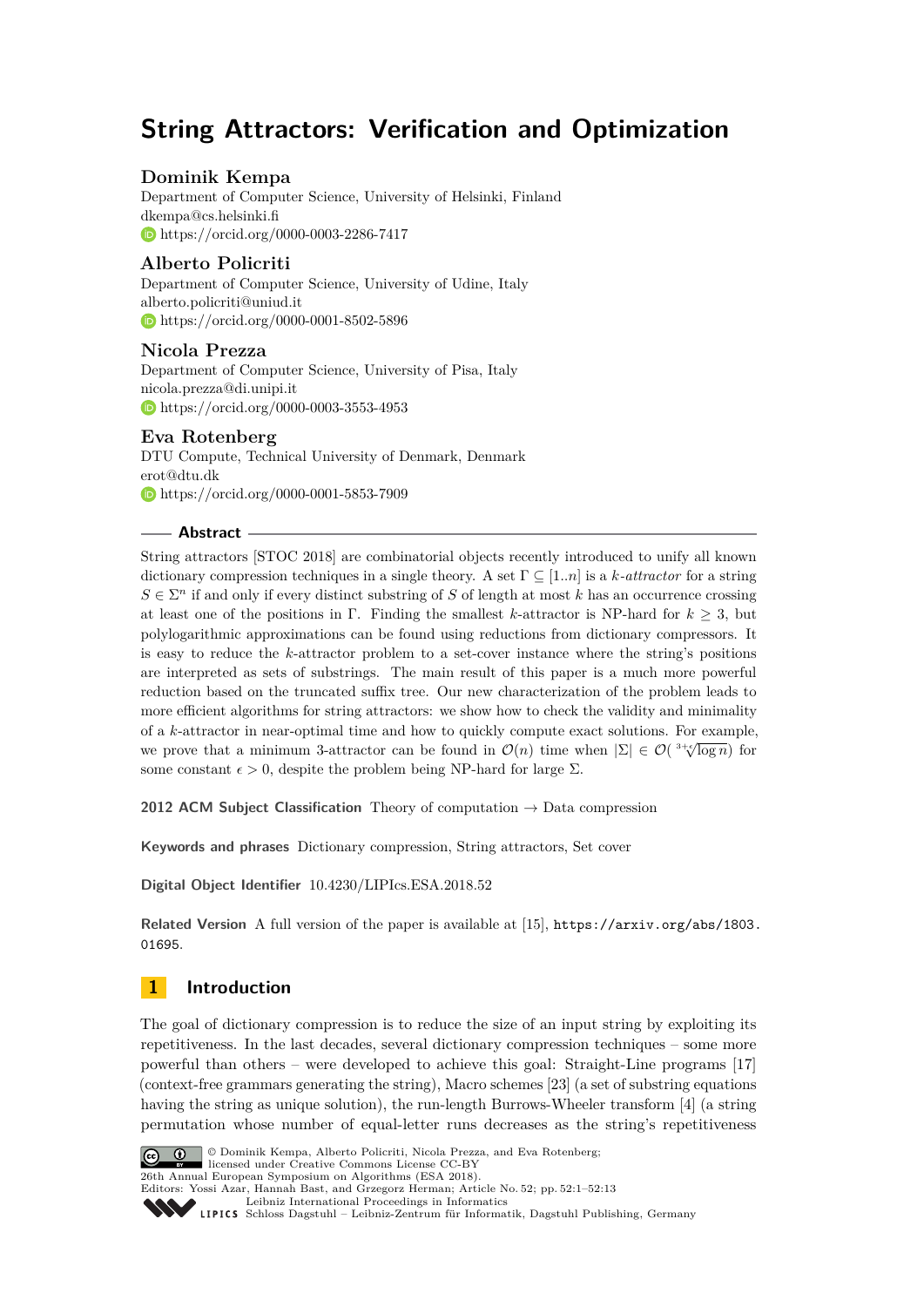# String Attractors: Verification and Optimization

**Dominik Kempa**
Department of Computer Science, University of Helsinki, Finland
dkempa@cs.helsinki.fi
https://orcid.org/0000-0003-2286-7417

**Alberto Policriti**
Department of Computer Science, University of Udine, Italy
alberto.policriti@uniud.it
https://orcid.org/0000-0001-8502-5896

**Nicola Prezza**
Department of Computer Science, University of Pisa, Italy
nicola.prezza@di.unipi.it
https://orcid.org/0000-0003-3553-4953

**Eva Rotenberg**
DTU Compute, Technical University of Denmark, Denmark
erot@dtu.dk
https://orcid.org/0000-0001-5853-7909

## Abstract

String attractors [STOC 2018] are combinatorial objects recently introduced to unify all known dictionary compression techniques in a single theory. A set $\Gamma \subseteq [1..n]$ is a *$k$-attractor* for a string $S \in \Sigma^n$ if and only if every distinct substring of $S$ of length at most $k$ has an occurrence crossing at least one of the positions in $\Gamma$. Finding the smallest $k$-attractor is NP-hard for $k \geq 3$, but polylogarithmic approximations can be found using reductions from dictionary compressors. It is easy to reduce the $k$-attractor problem to a set-cover instance where the string's positions are interpreted as sets of substrings. The main result of this paper is a much more powerful reduction based on the truncated suffix tree. Our new characterization of the problem leads to more efficient algorithms for string attractors: we show how to check the validity and minimality of a $k$-attractor in near-optimal time and how to quickly compute exact solutions. For example, we prove that a minimum 3-attractor can be found in $\mathcal{O}(n)$ time when $|\Sigma| \in \mathcal{O}(\sqrt[3+\epsilon]{\log n})$ for some constant $\epsilon > 0$, despite the problem being NP-hard for large $\Sigma$.

**2012 ACM Subject Classification** Theory of computation → Data compression

**Keywords and phrases** Dictionary compression, String attractors, Set cover

**Digital Object Identifier** 10.4230/LIPIcs.ESA.2018.52

**Related Version** A full version of the paper is available at [15], `https://arxiv.org/abs/1803.01695`.

## 1 Introduction

The goal of dictionary compression is to reduce the size of an input string by exploiting its repetitiveness. In the last decades, several dictionary compression techniques – some more powerful than others – were developed to achieve this goal: Straight-Line programs [17] (context-free grammars generating the string), Macro schemes [23] (a set of substring equations having the string as unique solution), the run-length Burrows-Wheeler transform [4] (a string permutation whose number of equal-letter runs decreases as the string's repetitiveness

© Dominik Kempa, Alberto Policriti, Nicola Prezza, and Eva Rotenberg; licensed under Creative Commons License CC-BY
26th Annual European Symposium on Algorithms (ESA 2018).
Editors: Yossi Azar, Hannah Bast, and Grzegorz Herman; Article No. 52; pp. 52:1–52:13
Leibniz International Proceedings in Informatics
Schloss Dagstuhl – Leibniz-Zentrum für Informatik, Dagstuhl Publishing, Germany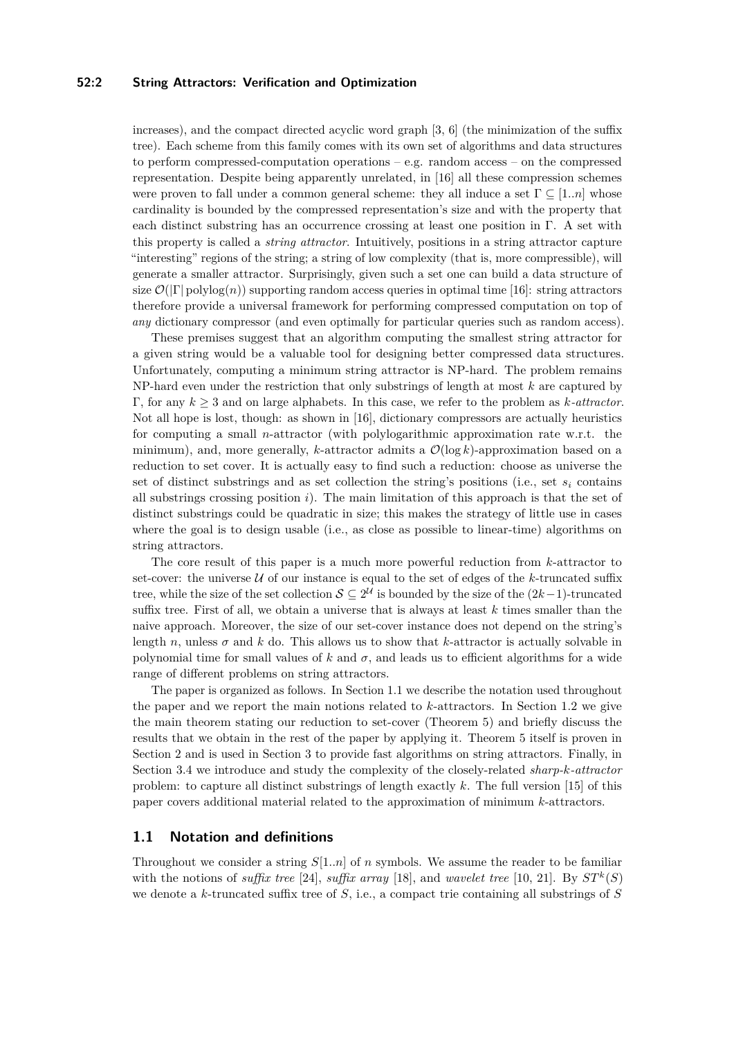increases), and the compact directed acyclic word graph [3, 6] (the minimization of the suffix tree). Each scheme from this family comes with its own set of algorithms and data structures to perform compressed-computation operations – e.g. random access – on the compressed representation. Despite being apparently unrelated, in [16] all these compression schemes were proven to fall under a common general scheme: they all induce a set $\Gamma \subseteq [1..n]$ whose cardinality is bounded by the compressed representation's size and with the property that each distinct substring has an occurrence crossing at least one position in $\Gamma$. A set with this property is called a *string attractor*. Intuitively, positions in a string attractor capture "interesting" regions of the string; a string of low complexity (that is, more compressible), will generate a smaller attractor. Surprisingly, given such a set one can build a data structure of size $\mathcal{O}(|\Gamma| \operatorname{polylog}(n))$ supporting random access queries in optimal time [16]: string attractors therefore provide a universal framework for performing compressed computation on top of *any* dictionary compressor (and even optimally for particular queries such as random access).

These premises suggest that an algorithm computing the smallest string attractor for a given string would be a valuable tool for designing better compressed data structures. Unfortunately, computing a minimum string attractor is NP-hard. The problem remains NP-hard even under the restriction that only substrings of length at most $k$ are captured by $\Gamma$, for any $k \geq 3$ and on large alphabets. In this case, we refer to the problem as *k-attractor*. Not all hope is lost, though: as shown in [16], dictionary compressors are actually heuristics for computing a small $n$-attractor (with polylogarithmic approximation rate w.r.t. the minimum), and, more generally, $k$-attractor admits a $\mathcal{O}(\log k)$-approximation based on a reduction to set cover. It is actually easy to find such a reduction: choose as universe the set of distinct substrings and as set collection the string's positions (i.e., set $s_i$ contains all substrings crossing position $i$). The main limitation of this approach is that the set of distinct substrings could be quadratic in size; this makes the strategy of little use in cases where the goal is to design usable (i.e., as close as possible to linear-time) algorithms on string attractors.

The core result of this paper is a much more powerful reduction from $k$-attractor to set-cover: the universe $\mathcal{U}$ of our instance is equal to the set of edges of the $k$-truncated suffix tree, while the size of the set collection $\mathcal{S} \subseteq 2^{\mathcal{U}}$ is bounded by the size of the $(2k-1)$-truncated suffix tree. First of all, we obtain a universe that is always at least $k$ times smaller than the naive approach. Moreover, the size of our set-cover instance does not depend on the string's length $n$, unless $\sigma$ and $k$ do. This allows us to show that $k$-attractor is actually solvable in polynomial time for small values of $k$ and $\sigma$, and leads us to efficient algorithms for a wide range of different problems on string attractors.

The paper is organized as follows. In Section 1.1 we describe the notation used throughout the paper and we report the main notions related to $k$-attractors. In Section 1.2 we give the main theorem stating our reduction to set-cover (Theorem 5) and briefly discuss the results that we obtain in the rest of the paper by applying it. Theorem 5 itself is proven in Section 2 and is used in Section 3 to provide fast algorithms on string attractors. Finally, in Section 3.4 we introduce and study the complexity of the closely-related *sharp-k-attractor* problem: to capture all distinct substrings of length exactly $k$. The full version [15] of this paper covers additional material related to the approximation of minimum $k$-attractors.

## 1.1 Notation and definitions

Throughout we consider a string $S[1..n]$ of $n$ symbols. We assume the reader to be familiar with the notions of *suffix tree* [24], *suffix array* [18], and *wavelet tree* [10, 21]. By $ST^k(S)$ we denote a $k$-truncated suffix tree of $S$, i.e., a compact trie containing all substrings of $S$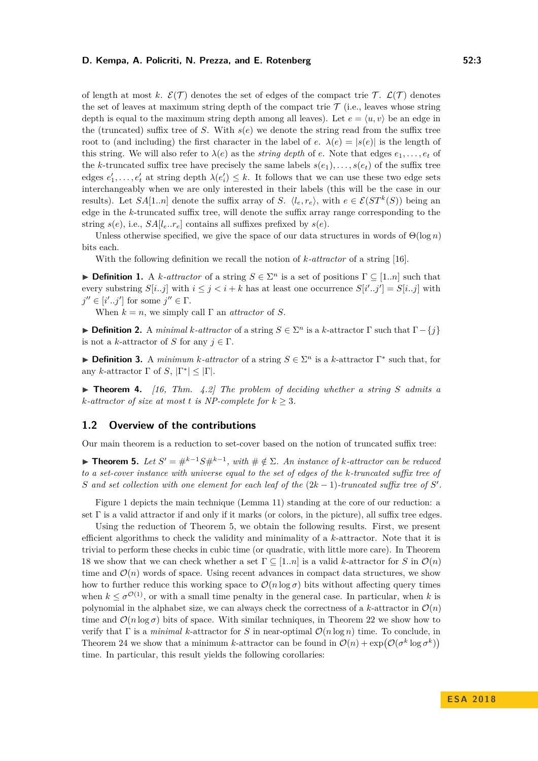of length at most $k$. $\mathcal{E}(\mathcal{T})$ denotes the set of edges of the compact trie $\mathcal{T}$. $\mathcal{L}(\mathcal{T})$ denotes the set of leaves at maximum string depth of the compact trie $\mathcal{T}$ (i.e., leaves whose string depth is equal to the maximum string depth among all leaves). Let $e = \langle u, v\rangle$ be an edge in the (truncated) suffix tree of $S$. With $s(e)$ we denote the string read from the suffix tree root to (and including) the first character in the label of $e$. $\lambda(e) = |s(e)|$ is the length of this string. We will also refer to $\lambda(e)$ as the *string depth* of $e$. Note that edges $e_1, \dots, e_t$ of the $k$-truncated suffix tree have precisely the same labels $s(e_1), \dots, s(e_t)$ of the suffix tree edges $e'_1, \dots, e'_t$ at string depth $\lambda(e'_i) \leq k$. It follows that we can use these two edge sets interchangeably when we are only interested in their labels (this will be the case in our results). Let $SA[1..n]$ denote the suffix array of $S$. $\langle l_e, r_e\rangle$, with $e \in \mathcal{E}(ST^k(S))$ being an edge in the $k$-truncated suffix tree, will denote the suffix array range corresponding to the string $s(e)$, i.e., $SA[l_e..r_e]$ contains all suffixes prefixed by $s(e)$.

Unless otherwise specified, we give the space of our data structures in words of $\Theta(\log n)$ bits each.

With the following definition we recall the notion of *$k$-attractor* of a string [16].

▶ **Definition 1.** A *$k$-attractor* of a string $S \in \Sigma^n$ is a set of positions $\Gamma \subseteq [1..n]$ such that every substring $S[i..j]$ with $i \leq j < i + k$ has at least one occurrence $S[i'..j'] = S[i..j]$ with $j'' \in [i'..j']$ for some $j'' \in \Gamma$.

When $k = n$, we simply call $\Gamma$ an *attractor* of $S$.

▶ **Definition 2.** A *minimal $k$-attractor* of a string $S \in \Sigma^n$ is a $k$-attractor $\Gamma$ such that $\Gamma - \{j\}$ is not a $k$-attractor of $S$ for any $j \in \Gamma$.

▶ **Definition 3.** A *minimum $k$-attractor* of a string $S \in \Sigma^n$ is a $k$-attractor $\Gamma^*$ such that, for any $k$-attractor $\Gamma$ of $S$, $|\Gamma^*| \leq |\Gamma|$.

▶ **Theorem 4.** *[16, Thm. 4.2] The problem of deciding whether a string $S$ admits a $k$-attractor of size at most $t$ is NP-complete for $k \geq 3$.*

## 1.2 Overview of the contributions

Our main theorem is a reduction to set-cover based on the notion of truncated suffix tree:

▶ **Theorem 5.** *Let $S' = \#^{k-1}S\#^{k-1}$, with $\# \notin \Sigma$. An instance of $k$-attractor can be reduced to a set-cover instance with universe equal to the set of edges of the $k$-truncated suffix tree of $S$ and set collection with one element for each leaf of the $(2k-1)$-truncated suffix tree of $S'$.*

Figure 1 depicts the main technique (Lemma 11) standing at the core of our reduction: a set $\Gamma$ is a valid attractor if and only if it marks (or colors, in the picture), all suffix tree edges.

Using the reduction of Theorem 5, we obtain the following results. First, we present efficient algorithms to check the validity and minimality of a $k$-attractor. Note that it is trivial to perform these checks in cubic time (or quadratic, with little more care). In Theorem 18 we show that we can check whether a set $\Gamma \subseteq [1..n]$ is a valid $k$-attractor for $S$ in $\mathcal{O}(n)$ time and $\mathcal{O}(n)$ words of space. Using recent advances in compact data structures, we show how to further reduce this working space to $\mathcal{O}(n \log \sigma)$ bits without affecting query times when $k \leq \sigma^{\mathcal{O}(1)}$, or with a small time penalty in the general case. In particular, when $k$ is polynomial in the alphabet size, we can always check the correctness of a $k$-attractor in $\mathcal{O}(n)$ time and $\mathcal{O}(n \log \sigma)$ bits of space. With similar techniques, in Theorem 22 we show how to verify that $\Gamma$ is a *minimal* $k$-attractor for $S$ in near-optimal $\mathcal{O}(n \log n)$ time. To conclude, in Theorem 24 we show that a minimum $k$-attractor can be found in $\mathcal{O}(n) + \exp\big(\mathcal{O}(\sigma^k \log \sigma^k)\big)$ time. In particular, this result yields the following corollaries: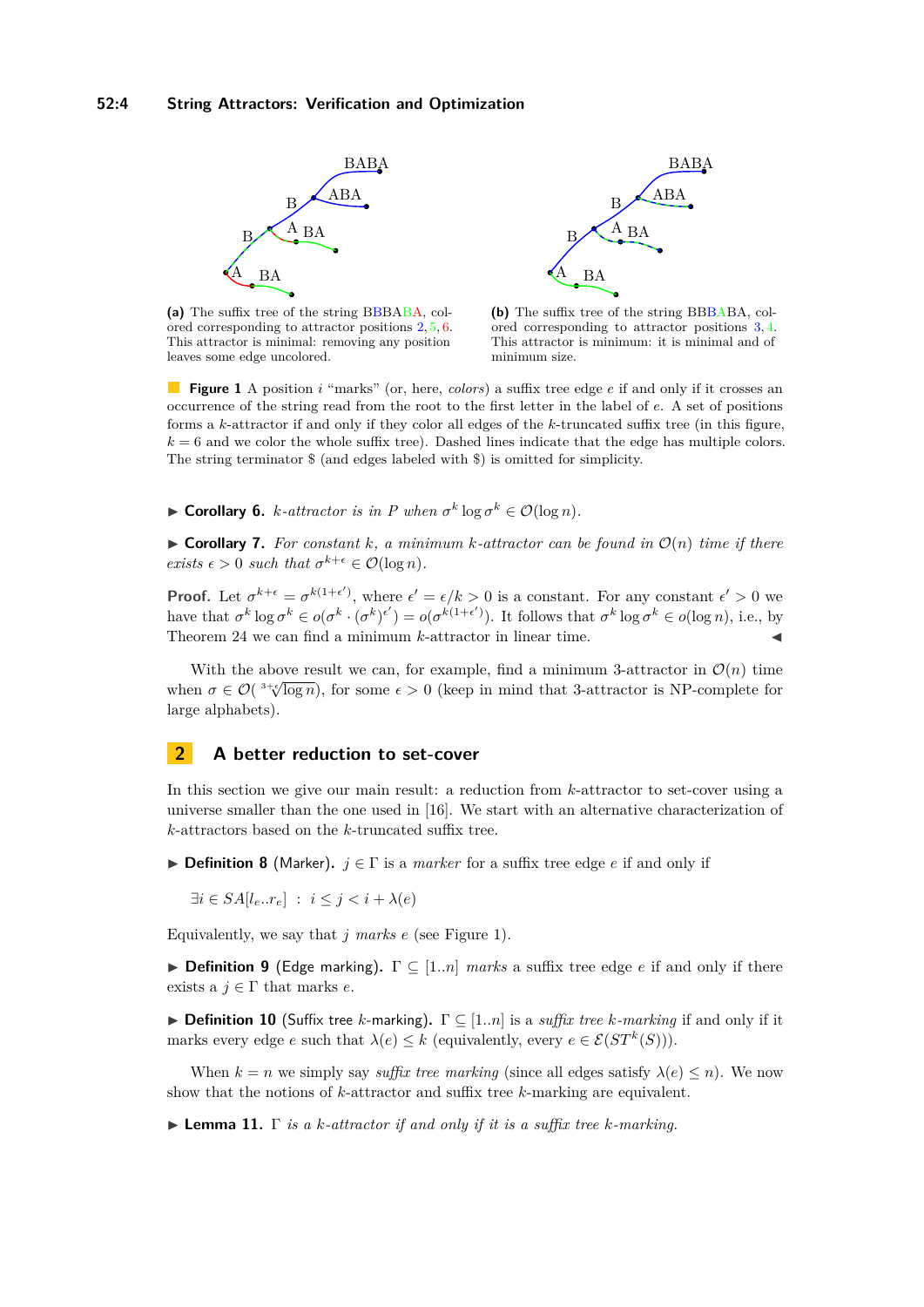**(a)** The suffix tree of the string BBBABA, colored corresponding to attractor positions 2, 5, 6. This attractor is minimal: removing any position leaves some edge uncolored.

**(b)** The suffix tree of the string BBBABA, colored corresponding to attractor positions 3, 4. This attractor is minimum: it is minimal and of minimum size.

**Figure 1** A position $i$ "marks" (or, here, *colors*) a suffix tree edge $e$ if and only if it crosses an occurrence of the string read from the root to the first letter in the label of $e$. A set of positions forms a $k$-attractor if and only if they color all edges of the $k$-truncated suffix tree (in this figure, $k = 6$ and we color the whole suffix tree). Dashed lines indicate that the edge has multiple colors. The string terminator \$ (and edges labeled with \$) is omitted for simplicity.

▶ **Corollary 6.** *$k$-attractor is in P when $\sigma^k \log \sigma^k \in \mathcal{O}(\log n)$.*

▶ **Corollary 7.** *For constant $k$, a minimum $k$-attractor can be found in $\mathcal{O}(n)$ time if there exists $\epsilon > 0$ such that $\sigma^{k+\epsilon} \in \mathcal{O}(\log n)$.*

**Proof.** Let $\sigma^{k+\epsilon} = \sigma^{k(1+\epsilon')}$, where $\epsilon' = \epsilon/k > 0$ is a constant. For any constant $\epsilon' > 0$ we have that $\sigma^k \log \sigma^k \in o(\sigma^k \cdot (\sigma^k)^{\epsilon'}) = o(\sigma^{k(1+\epsilon')})$. It follows that $\sigma^k \log \sigma^k \in o(\log n)$, i.e., by Theorem 24 we can find a minimum $k$-attractor in linear time. ◀

With the above result we can, for example, find a minimum 3-attractor in $\mathcal{O}(n)$ time when $\sigma \in \mathcal{O}(\sqrt[3+\epsilon]{\log n})$, for some $\epsilon > 0$ (keep in mind that 3-attractor is NP-complete for large alphabets).

## 2 A better reduction to set-cover

In this section we give our main result: a reduction from $k$-attractor to set-cover using a universe smaller than the one used in [16]. We start with an alternative characterization of $k$-attractors based on the $k$-truncated suffix tree.

▶ **Definition 8** (Marker). $j \in \Gamma$ is a *marker* for a suffix tree edge $e$ if and only if

$$\exists i \in SA[l_e..r_e] \;:\; i \le j < i + \lambda(e)$$

Equivalently, we say that $j$ *marks* $e$ (see Figure 1).

▶ **Definition 9** (Edge marking). $\Gamma \subseteq [1..n]$ *marks* a suffix tree edge $e$ if and only if there exists a $j \in \Gamma$ that marks $e$.

▶ **Definition 10** (Suffix tree $k$-marking). $\Gamma \subseteq [1..n]$ is a *suffix tree $k$-marking* if and only if it marks every edge $e$ such that $\lambda(e) \le k$ (equivalently, every $e \in \mathcal{E}(ST^k(S))$).

When $k = n$ we simply say *suffix tree marking* (since all edges satisfy $\lambda(e) \le n$). We now show that the notions of $k$-attractor and suffix tree $k$-marking are equivalent.

▶ **Lemma 11.** *$\Gamma$ is a $k$-attractor if and only if it is a suffix tree $k$-marking.*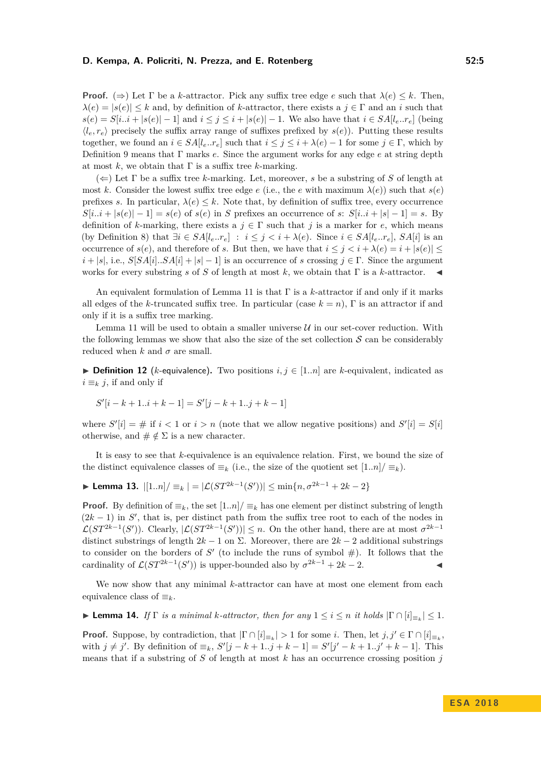**Proof.** ($\Rightarrow$) Let $\Gamma$ be a $k$-attractor. Pick any suffix tree edge $e$ such that $\lambda(e) \leq k$. Then, $\lambda(e) = |s(e)| \leq k$ and, by definition of $k$-attractor, there exists a $j \in \Gamma$ and an $i$ such that $s(e) = S[i..i + |s(e)| - 1]$ and $i \leq j \leq i + |s(e)| - 1$. We also have that $i \in SA[l_e..r_e]$ (being $\langle l_e, r_e \rangle$ precisely the suffix array range of suffixes prefixed by $s(e)$). Putting these results together, we found an $i \in SA[l_e..r_e]$ such that $i \leq j \leq i + \lambda(e) - 1$ for some $j \in \Gamma$, which by Definition 9 means that $\Gamma$ marks $e$. Since the argument works for any edge $e$ at string depth at most $k$, we obtain that $\Gamma$ is a suffix tree $k$-marking.

($\Leftarrow$) Let $\Gamma$ be a suffix tree $k$-marking. Let, moreover, $s$ be a substring of $S$ of length at most $k$. Consider the lowest suffix tree edge $e$ (i.e., the $e$ with maximum $\lambda(e)$) such that $s(e)$ prefixes $s$. In particular, $\lambda(e) \leq k$. Note that, by definition of suffix tree, every occurrence $S[i..i + |s(e)| - 1] = s(e)$ of $s(e)$ in $S$ prefixes an occurrence of $s$: $S[i..i + |s| - 1] = s$. By definition of $k$-marking, there exists a $j \in \Gamma$ such that $j$ is a marker for $e$, which means (by Definition 8) that $\exists i \in SA[l_e..r_e] \ : \ i \leq j < i + \lambda(e)$. Since $i \in SA[l_e..r_e]$, $SA[i]$ is an occurrence of $s(e)$, and therefore of $s$. But then, we have that $i \leq j < i + \lambda(e) = i + |s(e)| \leq i + |s|$, i.e., $S[SA[i]..SA[i] + |s| - 1]$ is an occurrence of $s$ crossing $j \in \Gamma$. Since the argument works for every substring $s$ of $S$ of length at most $k$, we obtain that $\Gamma$ is a $k$-attractor. ◂

An equivalent formulation of Lemma 11 is that $\Gamma$ is a $k$-attractor if and only if it marks all edges of the $k$-truncated suffix tree. In particular (case $k = n$), $\Gamma$ is an attractor if and only if it is a suffix tree marking.

Lemma 11 will be used to obtain a smaller universe $\mathcal{U}$ in our set-cover reduction. With the following lemmas we show that also the size of the set collection $\mathcal{S}$ can be considerably reduced when $k$ and $\sigma$ are small.

▶ **Definition 12** ($k$-equivalence)**.** Two positions $i, j \in [1..n]$ are $k$-equivalent, indicated as $i \equiv_k j$, if and only if

$$S'[i - k + 1..i + k - 1] = S'[j - k + 1..j + k - 1]$$

where $S'[i] = \#$ if $i < 1$ or $i > n$ (note that we allow negative positions) and $S'[i] = S[i]$ otherwise, and $\# \notin \Sigma$ is a new character.

It is easy to see that $k$-equivalence is an equivalence relation. First, we bound the size of the distinct equivalence classes of $\equiv_k$ (i.e., the size of the quotient set $[1..n]/\equiv_k$).

▶ **Lemma 13.** $|[1..n]/\equiv_k| = |\mathcal{L}(ST^{2k-1}(S'))| \leq \min\{n, \sigma^{2k-1} + 2k - 2\}$

**Proof.** By definition of $\equiv_k$, the set $[1..n]/\equiv_k$ has one element per distinct substring of length $(2k - 1)$ in $S'$, that is, per distinct path from the suffix tree root to each of the nodes in $\mathcal{L}(ST^{2k-1}(S'))$. Clearly, $|\mathcal{L}(ST^{2k-1}(S'))| \leq n$. On the other hand, there are at most $\sigma^{2k-1}$ distinct substrings of length $2k - 1$ on $\Sigma$. Moreover, there are $2k - 2$ additional substrings to consider on the borders of $S'$ (to include the runs of symbol $\#$). It follows that the cardinality of $\mathcal{L}(ST^{2k-1}(S'))$ is upper-bounded also by $\sigma^{2k-1} + 2k - 2$. ◂

We now show that any minimal $k$-attractor can have at most one element from each equivalence class of $\equiv_k$.

▶ **Lemma 14.** *If $\Gamma$ is a minimal $k$-attractor, then for any $1 \leq i \leq n$ it holds $|\Gamma \cap [i]_{\equiv_k}| \leq 1$.*

**Proof.** Suppose, by contradiction, that $|\Gamma \cap [i]_{\equiv_k}| > 1$ for some $i$. Then, let $j, j' \in \Gamma \cap [i]_{\equiv_k}$, with $j \neq j'$. By definition of $\equiv_k$, $S'[j - k + 1..j + k - 1] = S'[j' - k + 1..j' + k - 1]$. This means that if a substring of $S$ of length at most $k$ has an occurrence crossing position $j$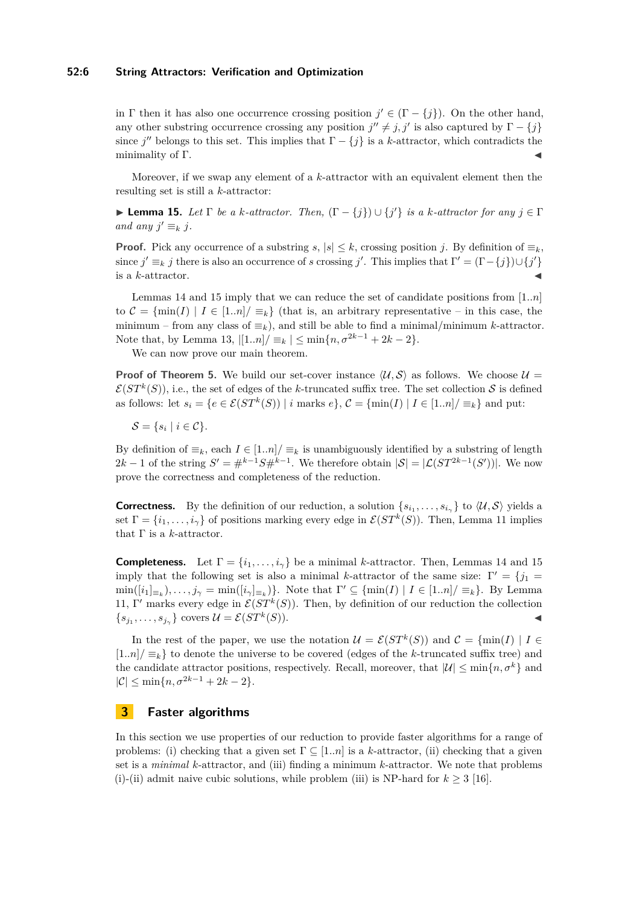in Γ then it has also one occurrence crossing position $j' \in (\Gamma - \{j\})$. On the other hand, any other substring occurrence crossing any position $j'' \neq j, j'$ is also captured by $\Gamma - \{j\}$ since $j''$ belongs to this set. This implies that $\Gamma - \{j\}$ is a $k$-attractor, which contradicts the minimality of Γ. ◀

Moreover, if we swap any element of a $k$-attractor with an equivalent element then the resulting set is still a $k$-attractor:

▶ **Lemma 15.** *Let Γ be a $k$-attractor. Then, $(\Gamma - \{j\}) \cup \{j'\}$ is a $k$-attractor for any $j \in \Gamma$ and any $j' \equiv_k j$.*

**Proof.** Pick any occurrence of a substring $s$, $|s| \leq k$, crossing position $j$. By definition of $\equiv_k$, since $j' \equiv_k j$ there is also an occurrence of $s$ crossing $j'$. This implies that $\Gamma' = (\Gamma - \{j\}) \cup \{j'\}$ is a $k$-attractor. ◀

Lemmas 14 and 15 imply that we can reduce the set of candidate positions from $[1..n]$ to $\mathcal{C} = \{\min(I) \mid I \in [1..n]/\equiv_k\}$ (that is, an arbitrary representative – in this case, the minimum – from any class of $\equiv_k$), and still be able to find a minimal/minimum $k$-attractor. Note that, by Lemma 13, $|[1..n]/\equiv_k| \leq \min\{n, \sigma^{2k-1} + 2k - 2\}$.

We can now prove our main theorem.

**Proof of Theorem 5.** We build our set-cover instance $\langle \mathcal{U}, \mathcal{S} \rangle$ as follows. We choose $\mathcal{U} = \mathcal{E}(ST^k(S))$, i.e., the set of edges of the $k$-truncated suffix tree. The set collection $\mathcal{S}$ is defined as follows: let $s_i = \{e \in \mathcal{E}(ST^k(S)) \mid i \text{ marks } e\}$, $\mathcal{C} = \{\min(I) \mid I \in [1..n]/\equiv_k\}$ and put:

$$\mathcal{S} = \{s_i \mid i \in \mathcal{C}\}.$$

By definition of $\equiv_k$, each $I \in [1..n]/\equiv_k$ is unambiguously identified by a substring of length $2k - 1$ of the string $S' = \#^{k-1}S\#^{k-1}$. We therefore obtain $|\mathcal{S}| = |\mathcal{L}(ST^{2k-1}(S'))|$. We now prove the correctness and completeness of the reduction.

**Correctness.** By the definition of our reduction, a solution $\{s_{i_1}, \ldots, s_{i_\gamma}\}$ to $\langle \mathcal{U}, \mathcal{S} \rangle$ yields a set $\Gamma = \{i_1, \ldots, i_\gamma\}$ of positions marking every edge in $\mathcal{E}(ST^k(S))$. Then, Lemma 11 implies that Γ is a $k$-attractor.

**Completeness.** Let $\Gamma = \{i_1, \ldots, i_\gamma\}$ be a minimal $k$-attractor. Then, Lemmas 14 and 15 imply that the following set is also a minimal $k$-attractor of the same size: $\Gamma' = \{j_1 = \min([i_1]_{\equiv_k}), \ldots, j_\gamma = \min([i_\gamma]_{\equiv_k})\}$. Note that $\Gamma' \subseteq \{\min(I) \mid I \in [1..n]/\equiv_k\}$. By Lemma 11, Γ′ marks every edge in $\mathcal{E}(ST^k(S))$. Then, by definition of our reduction the collection $\{s_{j_1}, \ldots, s_{j_\gamma}\}$ covers $\mathcal{U} = \mathcal{E}(ST^k(S))$. ◀

In the rest of the paper, we use the notation $\mathcal{U} = \mathcal{E}(ST^k(S))$ and $\mathcal{C} = \{\min(I) \mid I \in [1..n]/\equiv_k\}$ to denote the universe to be covered (edges of the $k$-truncated suffix tree) and the candidate attractor positions, respectively. Recall, moreover, that $|\mathcal{U}| \leq \min\{n, \sigma^k\}$ and $|\mathcal{C}| \leq \min\{n, \sigma^{2k-1} + 2k - 2\}$.

## 3 Faster algorithms

In this section we use properties of our reduction to provide faster algorithms for a range of problems: (i) checking that a given set $\Gamma \subseteq [1..n]$ is a $k$-attractor, (ii) checking that a given set is a *minimal* $k$-attractor, and (iii) finding a minimum $k$-attractor. We note that problems (i)-(ii) admit naive cubic solutions, while problem (iii) is NP-hard for $k \geq 3$ [16].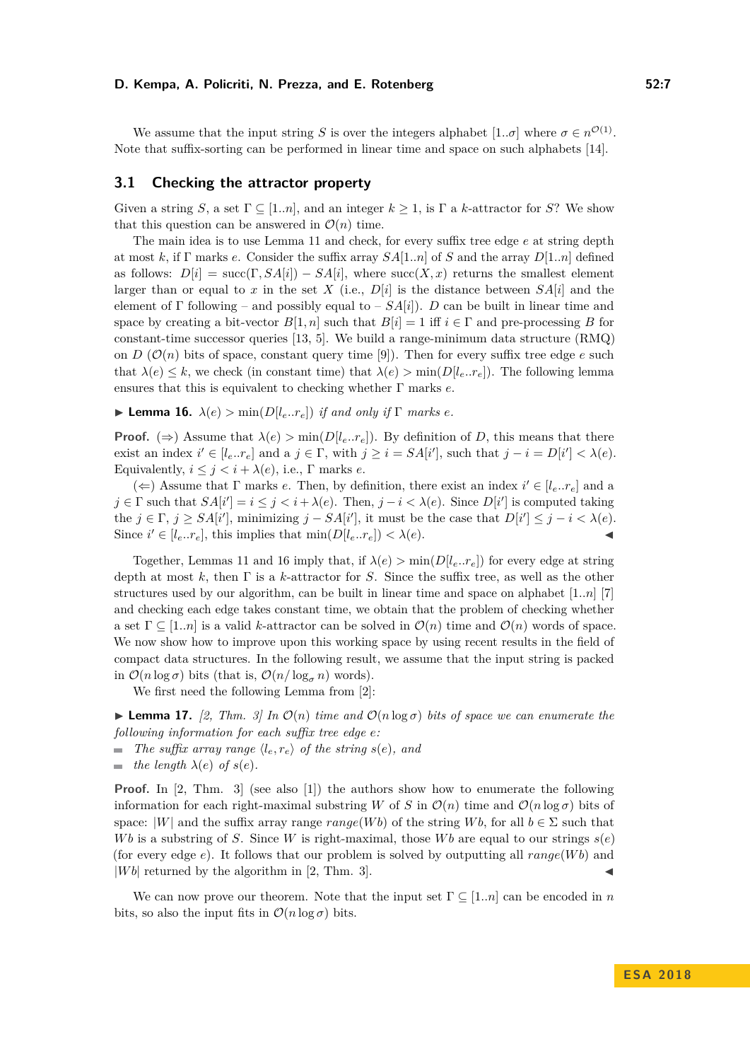We assume that the input string $S$ is over the integers alphabet $[1..\sigma]$ where $\sigma \in n^{\mathcal{O}(1)}$. Note that suffix-sorting can be performed in linear time and space on such alphabets [14].

## 3.1 Checking the attractor property

Given a string $S$, a set $\Gamma \subseteq [1..n]$, and an integer $k \geq 1$, is $\Gamma$ a $k$-attractor for $S$? We show that this question can be answered in $\mathcal{O}(n)$ time.

The main idea is to use Lemma 11 and check, for every suffix tree edge $e$ at string depth at most $k$, if $\Gamma$ marks $e$. Consider the suffix array $SA[1..n]$ of $S$ and the array $D[1..n]$ defined as follows: $D[i] = \text{succ}(\Gamma, SA[i]) - SA[i]$, where $\text{succ}(X, x)$ returns the smallest element larger than or equal to $x$ in the set $X$ (i.e., $D[i]$ is the distance between $SA[i]$ and the element of $\Gamma$ following – and possibly equal to – $SA[i]$). $D$ can be built in linear time and space by creating a bit-vector $B[1, n]$ such that $B[i] = 1$ iff $i \in \Gamma$ and pre-processing $B$ for constant-time successor queries [13, 5]. We build a range-minimum data structure (RMQ) on $D$ ($\mathcal{O}(n)$ bits of space, constant query time [9]). Then for every suffix tree edge $e$ such that $\lambda(e) \leq k$, we check (in constant time) that $\lambda(e) > \min(D[l_e..r_e])$. The following lemma ensures that this is equivalent to checking whether $\Gamma$ marks $e$.

▶ **Lemma 16.** *$\lambda(e) > \min(D[l_e..r_e])$ if and only if $\Gamma$ marks $e$.*

**Proof.** ($\Rightarrow$) Assume that $\lambda(e) > \min(D[l_e..r_e])$. By definition of $D$, this means that there exist an index $i' \in [l_e..r_e]$ and a $j \in \Gamma$, with $j \geq i = SA[i']$, such that $j - i = D[i'] < \lambda(e)$. Equivalently, $i \leq j < i + \lambda(e)$, i.e., $\Gamma$ marks $e$.

($\Leftarrow$) Assume that $\Gamma$ marks $e$. Then, by definition, there exist an index $i' \in [l_e..r_e]$ and a $j \in \Gamma$ such that $SA[i'] = i \leq j < i + \lambda(e)$. Then, $j - i < \lambda(e)$. Since $D[i']$ is computed taking the $j \in \Gamma$, $j \geq SA[i']$, minimizing $j - SA[i']$, it must be the case that $D[i'] \leq j - i < \lambda(e)$. Since $i' \in [l_e..r_e]$, this implies that $\min(D[l_e..r_e]) < \lambda(e)$. ◀

Together, Lemmas 11 and 16 imply that, if $\lambda(e) > \min(D[l_e..r_e])$ for every edge at string depth at most $k$, then $\Gamma$ is a $k$-attractor for $S$. Since the suffix tree, as well as the other structures used by our algorithm, can be built in linear time and space on alphabet $[1..n]$ [7] and checking each edge takes constant time, we obtain that the problem of checking whether a set $\Gamma \subseteq [1..n]$ is a valid $k$-attractor can be solved in $\mathcal{O}(n)$ time and $\mathcal{O}(n)$ words of space. We now show how to improve upon this working space by using recent results in the field of compact data structures. In the following result, we assume that the input string is packed in $\mathcal{O}(n \log \sigma)$ bits (that is, $\mathcal{O}(n/\log_\sigma n)$ words).

We first need the following Lemma from [2]:

▶ **Lemma 17.** *[2, Thm. 3] In $\mathcal{O}(n)$ time and $\mathcal{O}(n \log \sigma)$ bits of space we can enumerate the following information for each suffix tree edge $e$:*

- *The suffix array range $\langle l_e, r_e \rangle$ of the string $s(e)$, and*
- *the length $\lambda(e)$ of $s(e)$.*

**Proof.** In [2, Thm. 3] (see also [1]) the authors show how to enumerate the following information for each right-maximal substring $W$ of $S$ in $\mathcal{O}(n)$ time and $\mathcal{O}(n \log \sigma)$ bits of space: $|W|$ and the suffix array range $range(Wb)$ of the string $Wb$, for all $b \in \Sigma$ such that $Wb$ is a substring of $S$. Since $W$ is right-maximal, those $Wb$ are equal to our strings $s(e)$ (for every edge $e$). It follows that our problem is solved by outputting all $range(Wb)$ and $|Wb|$ returned by the algorithm in [2, Thm. 3]. ◀

We can now prove our theorem. Note that the input set $\Gamma \subseteq [1..n]$ can be encoded in $n$ bits, so also the input fits in $\mathcal{O}(n \log \sigma)$ bits.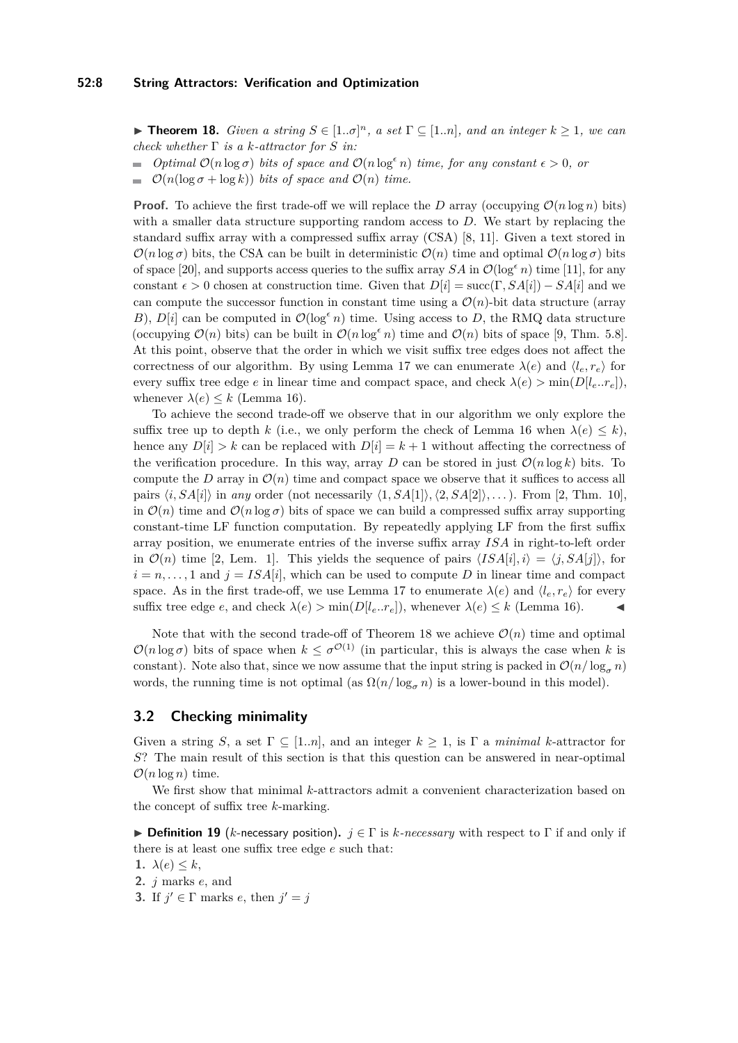▶ **Theorem 18.** *Given a string $S \in [1..\sigma]^n$, a set $\Gamma \subseteq [1..n]$, and an integer $k \geq 1$, we can check whether $\Gamma$ is a $k$-attractor for $S$ in:*

- *Optimal $\mathcal{O}(n \log \sigma)$ bits of space and $\mathcal{O}(n \log^\epsilon n)$ time, for any constant $\epsilon > 0$, or*
- *$\mathcal{O}(n(\log \sigma + \log k))$ bits of space and $\mathcal{O}(n)$ time.*

**Proof.** To achieve the first trade-off we will replace the $D$ array (occupying $\mathcal{O}(n \log n)$ bits) with a smaller data structure supporting random access to $D$. We start by replacing the standard suffix array with a compressed suffix array (CSA) [8, 11]. Given a text stored in $\mathcal{O}(n \log \sigma)$ bits, the CSA can be built in deterministic $\mathcal{O}(n)$ time and optimal $\mathcal{O}(n \log \sigma)$ bits of space [20], and supports access queries to the suffix array $SA$ in $\mathcal{O}(\log^\epsilon n)$ time [11], for any constant $\epsilon > 0$ chosen at construction time. Given that $D[i] = \text{succ}(\Gamma, SA[i]) - SA[i]$ and we can compute the successor function in constant time using a $\mathcal{O}(n)$-bit data structure (array $B$), $D[i]$ can be computed in $\mathcal{O}(\log^\epsilon n)$ time. Using access to $D$, the RMQ data structure (occupying $\mathcal{O}(n)$ bits) can be built in $\mathcal{O}(n \log^\epsilon n)$ time and $\mathcal{O}(n)$ bits of space [9, Thm. 5.8]. At this point, observe that the order in which we visit suffix tree edges does not affect the correctness of our algorithm. By using Lemma 17 we can enumerate $\lambda(e)$ and $\langle l_e, r_e \rangle$ for every suffix tree edge $e$ in linear time and compact space, and check $\lambda(e) > \min(D[l_e..r_e])$, whenever $\lambda(e) \leq k$ (Lemma 16).

To achieve the second trade-off we observe that in our algorithm we only explore the suffix tree up to depth $k$ (i.e., we only perform the check of Lemma 16 when $\lambda(e) \leq k$), hence any $D[i] > k$ can be replaced with $D[i] = k+1$ without affecting the correctness of the verification procedure. In this way, array $D$ can be stored in just $\mathcal{O}(n \log k)$ bits. To compute the $D$ array in $\mathcal{O}(n)$ time and compact space we observe that it suffices to access all pairs $\langle i, SA[i] \rangle$ in *any* order (not necessarily $\langle 1, SA[1] \rangle, \langle 2, SA[2] \rangle, \dots$). From [2, Thm. 10], in $\mathcal{O}(n)$ time and $\mathcal{O}(n \log \sigma)$ bits of space we can build a compressed suffix array supporting constant-time LF function computation. By repeatedly applying LF from the first suffix array position, we enumerate entries of the inverse suffix array $ISA$ in right-to-left order in $\mathcal{O}(n)$ time [2, Lem. 1]. This yields the sequence of pairs $\langle ISA[i], i \rangle = \langle j, SA[j] \rangle$, for $i = n, \dots, 1$ and $j = ISA[i]$, which can be used to compute $D$ in linear time and compact space. As in the first trade-off, we use Lemma 17 to enumerate $\lambda(e)$ and $\langle l_e, r_e \rangle$ for every suffix tree edge $e$, and check $\lambda(e) > \min(D[l_e..r_e])$, whenever $\lambda(e) \leq k$ (Lemma 16). ◀

Note that with the second trade-off of Theorem 18 we achieve $\mathcal{O}(n)$ time and optimal $\mathcal{O}(n \log \sigma)$ bits of space when $k \leq \sigma^{\mathcal{O}(1)}$ (in particular, this is always the case when $k$ is constant). Note also that, since we now assume that the input string is packed in $\mathcal{O}(n / \log_\sigma n)$ words, the running time is not optimal (as $\Omega(n / \log_\sigma n)$ is a lower-bound in this model).

## 3.2 Checking minimality

Given a string $S$, a set $\Gamma \subseteq [1..n]$, and an integer $k \geq 1$, is $\Gamma$ a *minimal* $k$-attractor for $S$? The main result of this section is that this question can be answered in near-optimal $\mathcal{O}(n \log n)$ time.

We first show that minimal $k$-attractors admit a convenient characterization based on the concept of suffix tree $k$-marking.

▶ **Definition 19** ($k$-necessary position)**.** $j \in \Gamma$ is *$k$-necessary* with respect to $\Gamma$ if and only if there is at least one suffix tree edge $e$ such that:

1. $\lambda(e) \leq k$,
2. $j$ marks $e$, and
3. If $j' \in \Gamma$ marks $e$, then $j' = j$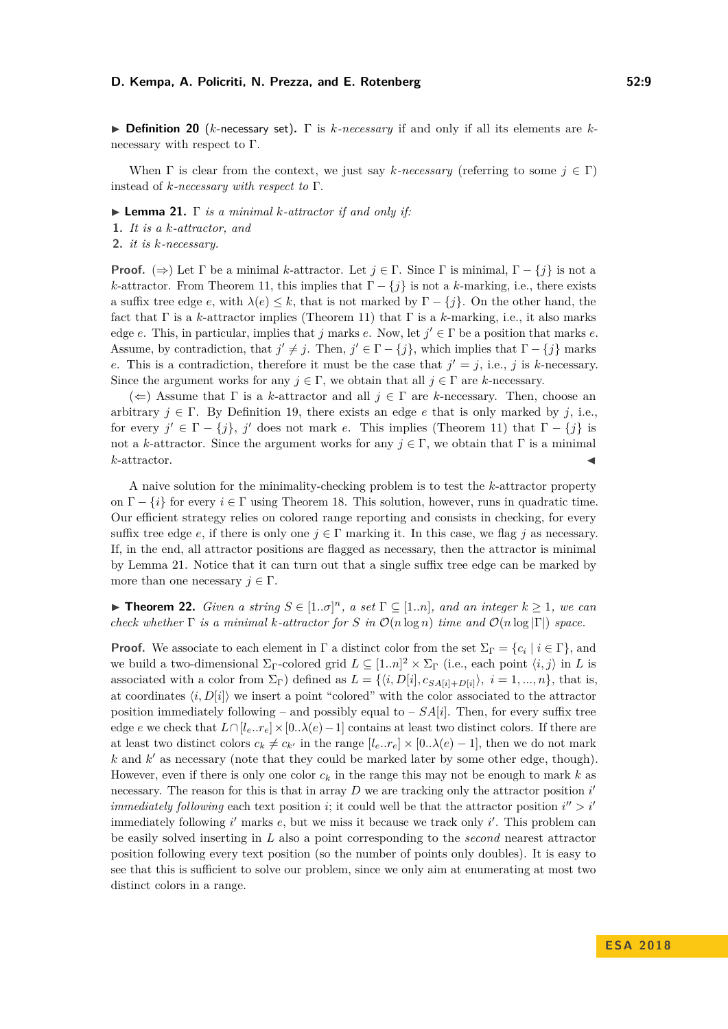▶ **Definition 20** ($k$-necessary set)**.** $\Gamma$ is *$k$-necessary* if and only if all its elements are $k$-necessary with respect to $\Gamma$.

When $\Gamma$ is clear from the context, we just say *$k$-necessary* (referring to some $j \in \Gamma$) instead of *$k$-necessary with respect to* $\Gamma$.

▶ **Lemma 21.** *$\Gamma$ is a minimal $k$-attractor if and only if:*

1. *It is a $k$-attractor, and*
2. *it is $k$-necessary.*

**Proof.** ($\Rightarrow$) Let $\Gamma$ be a minimal $k$-attractor. Let $j \in \Gamma$. Since $\Gamma$ is minimal, $\Gamma - \{j\}$ is not a $k$-attractor. From Theorem 11, this implies that $\Gamma - \{j\}$ is not a $k$-marking, i.e., there exists a suffix tree edge $e$, with $\lambda(e) \le k$, that is not marked by $\Gamma - \{j\}$. On the other hand, the fact that $\Gamma$ is a $k$-attractor implies (Theorem 11) that $\Gamma$ is a $k$-marking, i.e., it also marks edge $e$. This, in particular, implies that $j$ marks $e$. Now, let $j' \in \Gamma$ be a position that marks $e$. Assume, by contradiction, that $j' \neq j$. Then, $j' \in \Gamma - \{j\}$, which implies that $\Gamma - \{j\}$ marks $e$. This is a contradiction, therefore it must be the case that $j' = j$, i.e., $j$ is $k$-necessary. Since the argument works for any $j \in \Gamma$, we obtain that all $j \in \Gamma$ are $k$-necessary.

($\Leftarrow$) Assume that $\Gamma$ is a $k$-attractor and all $j \in \Gamma$ are $k$-necessary. Then, choose an arbitrary $j \in \Gamma$. By Definition 19, there exists an edge $e$ that is only marked by $j$, i.e., for every $j' \in \Gamma - \{j\}$, $j'$ does not mark $e$. This implies (Theorem 11) that $\Gamma - \{j\}$ is not a $k$-attractor. Since the argument works for any $j \in \Gamma$, we obtain that $\Gamma$ is a minimal $k$-attractor. ◀

A naive solution for the minimality-checking problem is to test the $k$-attractor property on $\Gamma - \{i\}$ for every $i \in \Gamma$ using Theorem 18. This solution, however, runs in quadratic time. Our efficient strategy relies on colored range reporting and consists in checking, for every suffix tree edge $e$, if there is only one $j \in \Gamma$ marking it. In this case, we flag $j$ as necessary. If, in the end, all attractor positions are flagged as necessary, then the attractor is minimal by Lemma 21. Notice that it can turn out that a single suffix tree edge can be marked by more than one necessary $j \in \Gamma$.

▶ **Theorem 22.** *Given a string $S \in [1..\sigma]^n$, a set $\Gamma \subseteq [1..n]$, and an integer $k \ge 1$, we can check whether $\Gamma$ is a minimal $k$-attractor for $S$ in $\mathcal{O}(n \log n)$ time and $\mathcal{O}(n \log |\Gamma|)$ space.*

**Proof.** We associate to each element in $\Gamma$ a distinct color from the set $\Sigma_\Gamma = \{c_i \mid i \in \Gamma\}$, and we build a two-dimensional $\Sigma_\Gamma$-colored grid $L \subseteq [1..n]^2 \times \Sigma_\Gamma$ (i.e., each point $\langle i, j \rangle$ in $L$ is associated with a color from $\Sigma_\Gamma$) defined as $L = \{\langle i, D[i], c_{SA[i]+D[i]} \rangle,\ i = 1, ..., n\}$, that is, at coordinates $\langle i, D[i] \rangle$ we insert a point "colored" with the color associated to the attractor position immediately following – and possibly equal to – $SA[i]$. Then, for every suffix tree edge $e$ we check that $L \cap [l_e..r_e] \times [0..\lambda(e)-1]$ contains at least two distinct colors. If there are at least two distinct colors $c_k \neq c_{k'}$ in the range $[l_e..r_e] \times [0..\lambda(e)-1]$, then we do not mark $k$ and $k'$ as necessary (note that they could be marked later by some other edge, though). However, even if there is only one color $c_k$ in the range this may not be enough to mark $k$ as necessary. The reason for this is that in array $D$ we are tracking only the attractor position $i'$ *immediately following* each text position $i$; it could well be that the attractor position $i'' > i'$ immediately following $i'$ marks $e$, but we miss it because we track only $i'$. This problem can be easily solved inserting in $L$ also a point corresponding to the *second* nearest attractor position following every text position (so the number of points only doubles). It is easy to see that this is sufficient to solve our problem, since we only aim at enumerating at most two distinct colors in a range.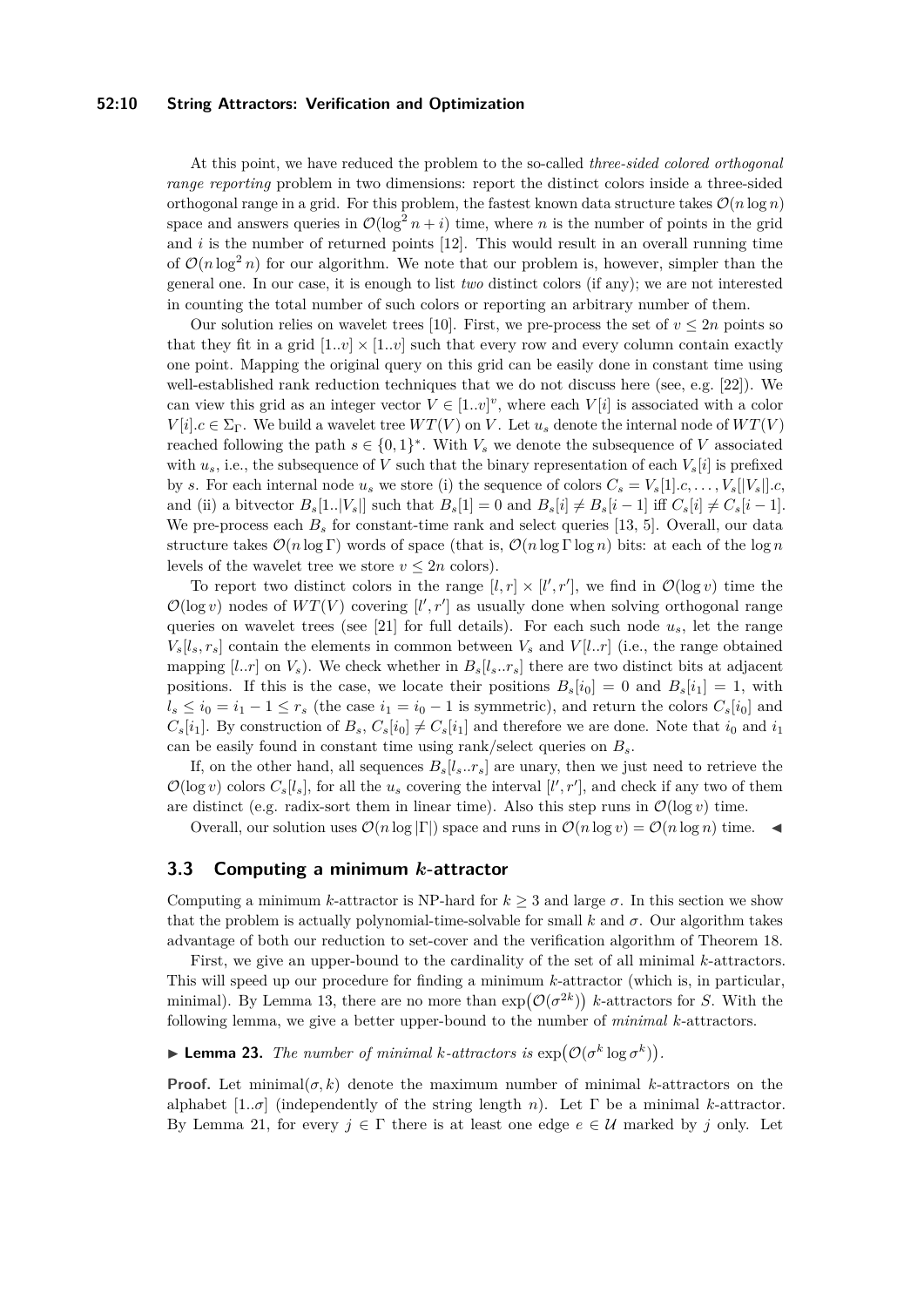At this point, we have reduced the problem to the so-called *three-sided colored orthogonal range reporting* problem in two dimensions: report the distinct colors inside a three-sided orthogonal range in a grid. For this problem, the fastest known data structure takes $\mathcal{O}(n \log n)$ space and answers queries in $\mathcal{O}(\log^2 n + i)$ time, where $n$ is the number of points in the grid and $i$ is the number of returned points [12]. This would result in an overall running time of $\mathcal{O}(n \log^2 n)$ for our algorithm. We note that our problem is, however, simpler than the general one. In our case, it is enough to list *two* distinct colors (if any); we are not interested in counting the total number of such colors or reporting an arbitrary number of them.

Our solution relies on wavelet trees [10]. First, we pre-process the set of $v \le 2n$ points so that they fit in a grid $[1..v] \times [1..v]$ such that every row and every column contain exactly one point. Mapping the original query on this grid can be easily done in constant time using well-established rank reduction techniques that we do not discuss here (see, e.g. [22]). We can view this grid as an integer vector $V \in [1..v]^v$, where each $V[i]$ is associated with a color $V[i].c \in \Sigma_\Gamma$. We build a wavelet tree $WT(V)$ on $V$. Let $u_s$ denote the internal node of $WT(V)$ reached following the path $s \in \{0,1\}^*$. With $V_s$ we denote the subsequence of $V$ associated with $u_s$, i.e., the subsequence of $V$ such that the binary representation of each $V_s[i]$ is prefixed by $s$. For each internal node $u_s$ we store (i) the sequence of colors $C_s = V_s[1].c, \ldots, V_s[|V_s|].c$, and (ii) a bitvector $B_s[1..|V_s|]$ such that $B_s[1] = 0$ and $B_s[i] \neq B_s[i-1]$ iff $C_s[i] \neq C_s[i-1]$. We pre-process each $B_s$ for constant-time rank and select queries [13, 5]. Overall, our data structure takes $\mathcal{O}(n \log \Gamma)$ words of space (that is, $\mathcal{O}(n \log \Gamma \log n)$ bits: at each of the $\log n$ levels of the wavelet tree we store $v \le 2n$ colors).

To report two distinct colors in the range $[l, r] \times [l', r']$, we find in $\mathcal{O}(\log v)$ time the $\mathcal{O}(\log v)$ nodes of $WT(V)$ covering $[l', r']$ as usually done when solving orthogonal range queries on wavelet trees (see [21] for full details). For each such node $u_s$, let the range $V_s[l_s, r_s]$ contain the elements in common between $V_s$ and $V[l..r]$ (i.e., the range obtained mapping $[l..r]$ on $V_s$). We check whether in $B_s[l_s..r_s]$ there are two distinct bits at adjacent positions. If this is the case, we locate their positions $B_s[i_0] = 0$ and $B_s[i_1] = 1$, with $l_s \le i_0 = i_1 - 1 \le r_s$ (the case $i_1 = i_0 - 1$ is symmetric), and return the colors $C_s[i_0]$ and $C_s[i_1]$. By construction of $B_s$, $C_s[i_0] \neq C_s[i_1]$ and therefore we are done. Note that $i_0$ and $i_1$ can be easily found in constant time using rank/select queries on $B_s$.

If, on the other hand, all sequences $B_s[l_s..r_s]$ are unary, then we just need to retrieve the $\mathcal{O}(\log v)$ colors $C_s[l_s]$, for all the $u_s$ covering the interval $[l', r']$, and check if any two of them are distinct (e.g. radix-sort them in linear time). Also this step runs in $\mathcal{O}(\log v)$ time.

Overall, our solution uses $\mathcal{O}(n \log |\Gamma|)$ space and runs in $\mathcal{O}(n \log v) = \mathcal{O}(n \log n)$ time. ◀

## 3.3 Computing a minimum $k$-attractor

Computing a minimum $k$-attractor is NP-hard for $k \ge 3$ and large $\sigma$. In this section we show that the problem is actually polynomial-time-solvable for small $k$ and $\sigma$. Our algorithm takes advantage of both our reduction to set-cover and the verification algorithm of Theorem 18.

First, we give an upper-bound to the cardinality of the set of all minimal $k$-attractors. This will speed up our procedure for finding a minimum $k$-attractor (which is, in particular, minimal). By Lemma 13, there are no more than $\exp\big(\mathcal{O}(\sigma^{2k})\big)$ $k$-attractors for $S$. With the following lemma, we give a better upper-bound to the number of *minimal* $k$-attractors.

▶ **Lemma 23.** *The number of minimal $k$-attractors is* $\exp\big(\mathcal{O}(\sigma^k \log \sigma^k)\big)$.

**Proof.** Let minimal$(\sigma, k)$ denote the maximum number of minimal $k$-attractors on the alphabet $[1..\sigma]$ (independently of the string length $n$). Let $\Gamma$ be a minimal $k$-attractor. By Lemma 21, for every $j \in \Gamma$ there is at least one edge $e \in \mathcal{U}$ marked by $j$ only. Let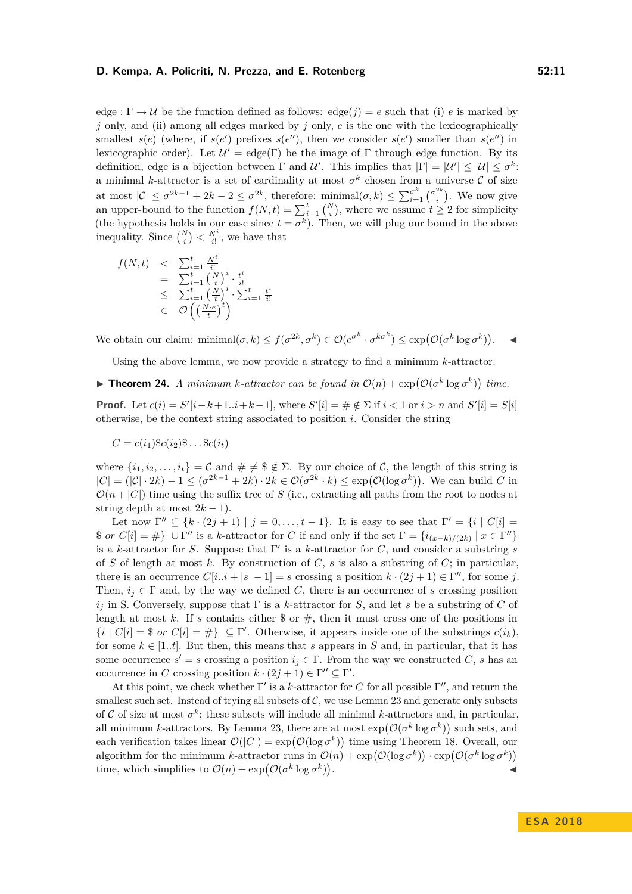edge : $\Gamma \to \mathcal{U}$ be the function defined as follows: $\text{edge}(j) = e$ such that (i) $e$ is marked by $j$ only, and (ii) among all edges marked by $j$ only, $e$ is the one with the lexicographically smallest $s(e)$ (where, if $s(e')$ prefixes $s(e'')$, then we consider $s(e')$ smaller than $s(e'')$ in lexicographic order). Let $\mathcal{U}' = \text{edge}(\Gamma)$ be the image of $\Gamma$ through edge function. By its definition, edge is a bijection between $\Gamma$ and $\mathcal{U}'$. This implies that $|\Gamma| = |\mathcal{U}'| \le |\mathcal{U}| \le \sigma^k$: a minimal $k$-attractor is a set of cardinality at most $\sigma^k$ chosen from a universe $\mathcal{C}$ of size at most $|\mathcal{C}| \le \sigma^{2k-1} + 2k - 2 \le \sigma^{2k}$, therefore: $\text{minimal}(\sigma, k) \le \sum_{i=1}^{\sigma^k} \binom{\sigma^{2k}}{i}$. We now give an upper-bound to the function $f(N,t) = \sum_{i=1}^{t} \binom{N}{i}$, where we assume $t \ge 2$ for simplicity (the hypothesis holds in our case since $t = \sigma^k$). Then, we will plug our bound in the above inequality. Since $\binom{N}{i} < \frac{N^i}{i!}$, we have that

$$
\begin{aligned}
f(N,t) &< \sum_{i=1}^{t} \frac{N^i}{i!} \\
&= \sum_{i=1}^{t} \left(\frac{N}{t}\right)^i \cdot \frac{t^i}{i!} \\
&\le \sum_{i=1}^{t} \left(\frac{N}{t}\right)^i \cdot \sum_{i=1}^{t} \frac{t^i}{i!} \\
&\in \mathcal{O}\left(\left(\frac{N \cdot e}{t}\right)^t\right)
\end{aligned}
$$

We obtain our claim: $\text{minimal}(\sigma, k) \le f(\sigma^{2k}, \sigma^k) \in \mathcal{O}(e^{\sigma^k} \cdot \sigma^{k\sigma^k}) \le \exp\big(\mathcal{O}(\sigma^k \log \sigma^k)\big)$. ◀

Using the above lemma, we now provide a strategy to find a minimum $k$-attractor.

▶ **Theorem 24.** *A minimum $k$-attractor can be found in $\mathcal{O}(n) + \exp\big(\mathcal{O}(\sigma^k \log \sigma^k)\big)$ time.*

**Proof.** Let $c(i) = S'[i-k+1..i+k-1]$, where $S'[i] = \# \notin \Sigma$ if $i < 1$ or $i > n$ and $S'[i] = S[i]$ otherwise, be the context string associated to position $i$. Consider the string

$$C = c(i_1)\$c(i_2)\$\ldots\$c(i_t)$$

where $\{i_1, i_2, \ldots, i_t\} = \mathcal{C}$ and $\# \ne \$ \notin \Sigma$. By our choice of $\mathcal{C}$, the length of this string is $|C| = (|\mathcal{C}| \cdot 2k) - 1 \le (\sigma^{2k-1} + 2k) \cdot 2k \in \mathcal{O}(\sigma^{2k} \cdot k) \le \exp\big(\mathcal{O}(\log \sigma^k)\big)$. We can build $C$ in $\mathcal{O}(n + |C|)$ time using the suffix tree of $S$ (i.e., extracting all paths from the root to nodes at string depth at most $2k - 1$).

Let now $\Gamma'' \subseteq \{k \cdot (2j+1) \mid j = 0, \ldots, t-1\}$. It is easy to see that $\Gamma' = \{i \mid C[i] = \$ \textit{ or } C[i] = \#\} \cup \Gamma''$ is a $k$-attractor for $C$ if and only if the set $\Gamma = \{i_{(x-k)/(2k)} \mid x \in \Gamma''\}$ is a $k$-attractor for $S$. Suppose that $\Gamma'$ is a $k$-attractor for $C$, and consider a substring $s$ of $S$ of length at most $k$. By construction of $C$, $s$ is also a substring of $C$; in particular, there is an occurrence $C[i..i+|s|-1] = s$ crossing a position $k \cdot (2j+1) \in \Gamma''$, for some $j$. Then, $i_j \in \Gamma$ and, by the way we defined $C$, there is an occurrence of $s$ crossing position $i_j$ in S. Conversely, suppose that $\Gamma$ is a $k$-attractor for $S$, and let $s$ be a substring of $C$ of length at most $k$. If $s$ contains either \$ or $\#$, then it must cross one of the positions in $\{i \mid C[i] = \$ \textit{ or } C[i] = \#\} \subseteq \Gamma'$. Otherwise, it appears inside one of the substrings $c(i_k)$, for some $k \in [1..t]$. But then, this means that $s$ appears in $S$ and, in particular, that it has some occurrence $s' = s$ crossing a position $i_j \in \Gamma$. From the way we constructed $C$, $s$ has an occurrence in $C$ crossing position $k \cdot (2j+1) \in \Gamma'' \subseteq \Gamma'$.

At this point, we check whether $\Gamma'$ is a $k$-attractor for $C$ for all possible $\Gamma''$, and return the smallest such set. Instead of trying all subsets of $\mathcal{C}$, we use Lemma 23 and generate only subsets of $\mathcal{C}$ of size at most $\sigma^k$; these subsets will include all minimal $k$-attractors and, in particular, all minimum $k$-attractors. By Lemma 23, there are at most $\exp\big(\mathcal{O}(\sigma^k \log \sigma^k)\big)$ such sets, and each verification takes linear $\mathcal{O}(|C|) = \exp\big(\mathcal{O}(\log \sigma^k)\big)$ time using Theorem 18. Overall, our algorithm for the minimum $k$-attractor runs in $\mathcal{O}(n) + \exp\big(\mathcal{O}(\log \sigma^k)\big) \cdot \exp\big(\mathcal{O}(\sigma^k \log \sigma^k)\big)$ time, which simplifies to $\mathcal{O}(n) + \exp\big(\mathcal{O}(\sigma^k \log \sigma^k)\big)$. ◀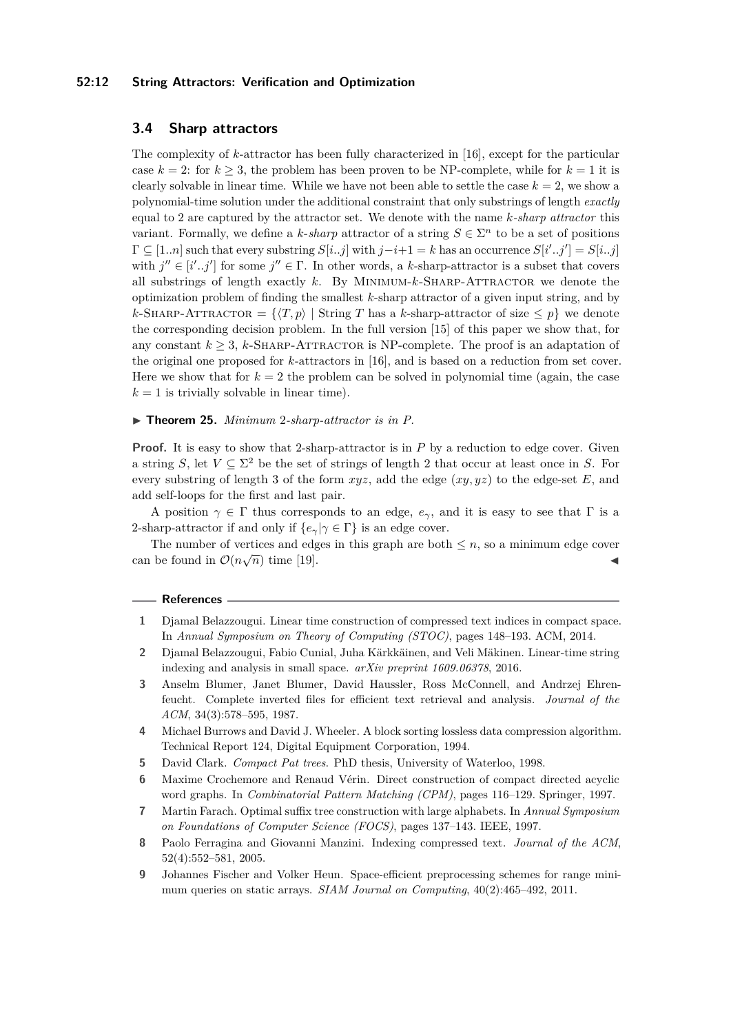## 3.4 Sharp attractors

The complexity of $k$-attractor has been fully characterized in [16], except for the particular case $k = 2$: for $k \geq 3$, the problem has been proven to be NP-complete, while for $k = 1$ it is clearly solvable in linear time. While we have not been able to settle the case $k = 2$, we show a polynomial-time solution under the additional constraint that only substrings of length *exactly* equal to 2 are captured by the attractor set. We denote with the name *k-sharp attractor* this variant. Formally, we define a *k-sharp* attractor of a string $S \in \Sigma^n$ to be a set of positions $\Gamma \subseteq [1..n]$ such that every substring $S[i..j]$ with $j-i+1 = k$ has an occurrence $S[i'..j'] = S[i..j]$ with $j'' \in [i'..j']$ for some $j'' \in \Gamma$. In other words, a $k$-sharp-attractor is a subset that covers all substrings of length exactly $k$. By MINIMUM-$k$-SHARP-ATTRACTOR we denote the optimization problem of finding the smallest $k$-sharp attractor of a given input string, and by $k$-SHARP-ATTRACTOR $= \{\langle T, p\rangle \mid$ String $T$ has a $k$-sharp-attractor of size $\leq p\}$ we denote the corresponding decision problem. In the full version [15] of this paper we show that, for any constant $k \geq 3$, $k$-SHARP-ATTRACTOR is NP-complete. The proof is an adaptation of the original one proposed for $k$-attractors in [16], and is based on a reduction from set cover. Here we show that for $k = 2$ the problem can be solved in polynomial time (again, the case $k = 1$ is trivially solvable in linear time).

▶ **Theorem 25.** *Minimum 2-sharp-attractor is in P.*

**Proof.** It is easy to show that 2-sharp-attractor is in $P$ by a reduction to edge cover. Given a string $S$, let $V \subseteq \Sigma^2$ be the set of strings of length 2 that occur at least once in $S$. For every substring of length 3 of the form $xyz$, add the edge $(xy, yz)$ to the edge-set $E$, and add self-loops for the first and last pair.

A position $\gamma \in \Gamma$ thus corresponds to an edge, $e_\gamma$, and it is easy to see that $\Gamma$ is a 2-sharp-attractor if and only if $\{e_\gamma | \gamma \in \Gamma\}$ is an edge cover.

The number of vertices and edges in this graph are both $\leq n$, so a minimum edge cover can be found in $\mathcal{O}(n\sqrt{n})$ time [19]. ◀

## References

1. Djamal Belazzougui. Linear time construction of compressed text indices in compact space. In *Annual Symposium on Theory of Computing (STOC)*, pages 148–193. ACM, 2014.
2. Djamal Belazzougui, Fabio Cunial, Juha Kärkkäinen, and Veli Mäkinen. Linear-time string indexing and analysis in small space. *arXiv preprint 1609.06378*, 2016.
3. Anselm Blumer, Janet Blumer, David Haussler, Ross McConnell, and Andrzej Ehrenfeucht. Complete inverted files for efficient text retrieval and analysis. *Journal of the ACM*, 34(3):578–595, 1987.
4. Michael Burrows and David J. Wheeler. A block sorting lossless data compression algorithm. Technical Report 124, Digital Equipment Corporation, 1994.
5. David Clark. *Compact Pat trees*. PhD thesis, University of Waterloo, 1998.
6. Maxime Crochemore and Renaud Vérin. Direct construction of compact directed acyclic word graphs. In *Combinatorial Pattern Matching (CPM)*, pages 116–129. Springer, 1997.
7. Martin Farach. Optimal suffix tree construction with large alphabets. In *Annual Symposium on Foundations of Computer Science (FOCS)*, pages 137–143. IEEE, 1997.
8. Paolo Ferragina and Giovanni Manzini. Indexing compressed text. *Journal of the ACM*, 52(4):552–581, 2005.
9. Johannes Fischer and Volker Heun. Space-efficient preprocessing schemes for range minimum queries on static arrays. *SIAM Journal on Computing*, 40(2):465–492, 2011.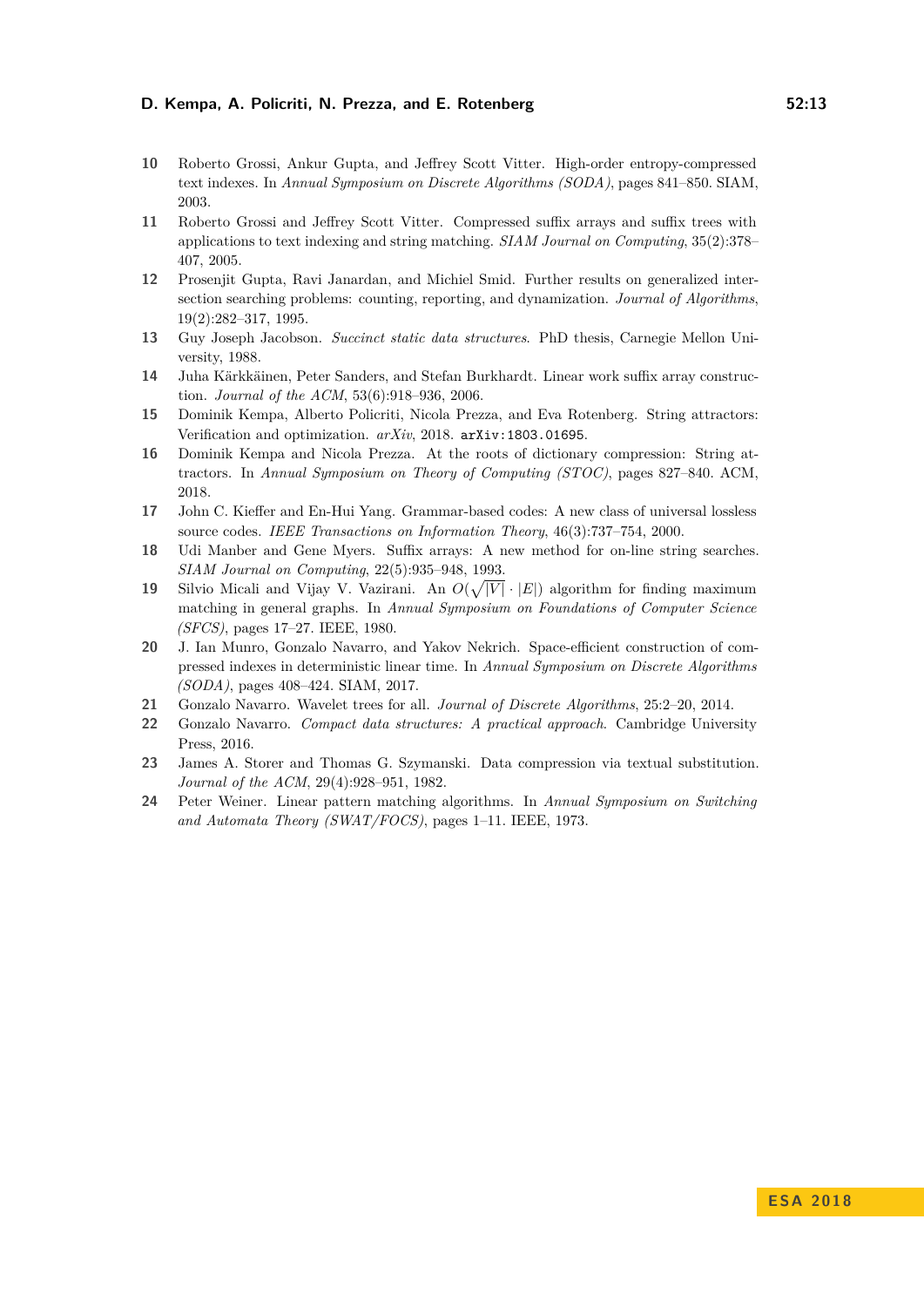10 Roberto Grossi, Ankur Gupta, and Jeffrey Scott Vitter. High-order entropy-compressed text indexes. In *Annual Symposium on Discrete Algorithms (SODA)*, pages 841–850. SIAM, 2003.

11 Roberto Grossi and Jeffrey Scott Vitter. Compressed suffix arrays and suffix trees with applications to text indexing and string matching. *SIAM Journal on Computing*, 35(2):378–407, 2005.

12 Prosenjit Gupta, Ravi Janardan, and Michiel Smid. Further results on generalized intersection searching problems: counting, reporting, and dynamization. *Journal of Algorithms*, 19(2):282–317, 1995.

13 Guy Joseph Jacobson. *Succinct static data structures*. PhD thesis, Carnegie Mellon University, 1988.

14 Juha Kärkkäinen, Peter Sanders, and Stefan Burkhardt. Linear work suffix array construction. *Journal of the ACM*, 53(6):918–936, 2006.

15 Dominik Kempa, Alberto Policriti, Nicola Prezza, and Eva Rotenberg. String attractors: Verification and optimization. *arXiv*, 2018. `arXiv:1803.01695`.

16 Dominik Kempa and Nicola Prezza. At the roots of dictionary compression: String attractors. In *Annual Symposium on Theory of Computing (STOC)*, pages 827–840. ACM, 2018.

17 John C. Kieffer and En-Hui Yang. Grammar-based codes: A new class of universal lossless source codes. *IEEE Transactions on Information Theory*, 46(3):737–754, 2000.

18 Udi Manber and Gene Myers. Suffix arrays: A new method for on-line string searches. *SIAM Journal on Computing*, 22(5):935–948, 1993.

19 Silvio Micali and Vijay V. Vazirani. An $O(\sqrt{|V|} \cdot |E|)$ algorithm for finding maximum matching in general graphs. In *Annual Symposium on Foundations of Computer Science (SFCS)*, pages 17–27. IEEE, 1980.

20 J. Ian Munro, Gonzalo Navarro, and Yakov Nekrich. Space-efficient construction of compressed indexes in deterministic linear time. In *Annual Symposium on Discrete Algorithms (SODA)*, pages 408–424. SIAM, 2017.

21 Gonzalo Navarro. Wavelet trees for all. *Journal of Discrete Algorithms*, 25:2–20, 2014.

22 Gonzalo Navarro. *Compact data structures: A practical approach*. Cambridge University Press, 2016.

23 James A. Storer and Thomas G. Szymanski. Data compression via textual substitution. *Journal of the ACM*, 29(4):928–951, 1982.

24 Peter Weiner. Linear pattern matching algorithms. In *Annual Symposium on Switching and Automata Theory (SWAT/FOCS)*, pages 1–11. IEEE, 1973.